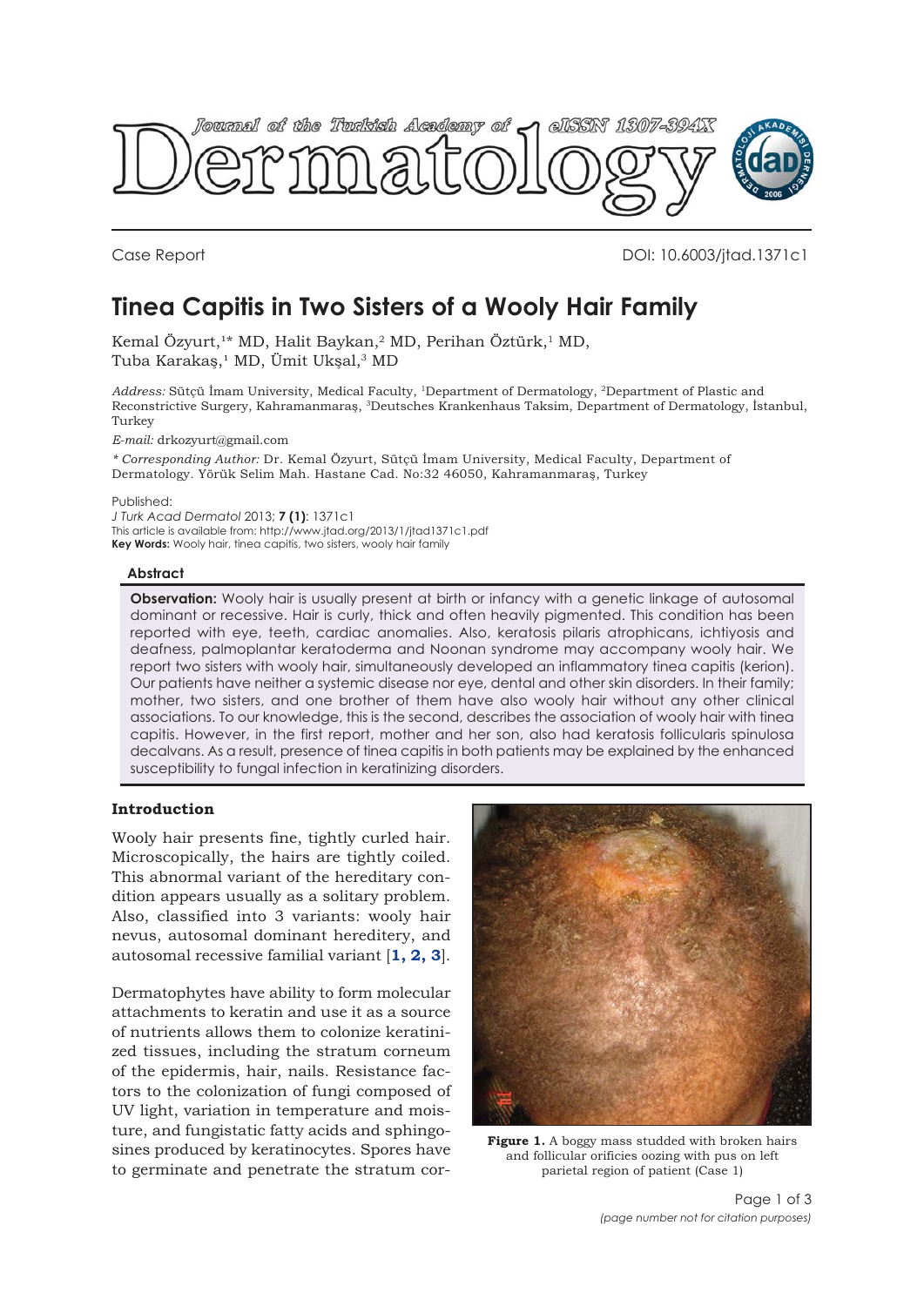Case Report

DOI: 10.6003/jtad.1371c1

# Tinea Capitis in Two Sisters of a Wooly Hair Family

Kemal Özyurt,[1]* MD, Halit Baykan,[2] MD, Perihan Öztürk,[1] MD, Tuba Karakaş,[1] MD, Ümit Ukşal,[3] MD

*Address:* Sütçü İmam University, Medical Faculty, [1]Department of Dermatology, [2]Department of Plastic and Reconstrictive Surgery, Kahramanmaraş, [3]Deutsches Krankenhaus Taksim, Department of Dermatology, İstanbul, Turkey

*E-mail:* drkozyurt@gmail.com

*\* Corresponding Author:* Dr. Kemal Özyurt, Sütçü İmam University, Medical Faculty, Department of Dermatology. Yörük Selim Mah. Hastane Cad. No:32 46050, Kahramanmaraş, Turkey

Published:
*J Turk Acad Dermatol* 2013; **7 (1)**: 1371c1
This article is available from: http://www.jtad.org/2013/1/jtad1371c1.pdf
**Key Words:** Wooly hair, tinea capitis, two sisters, wooly hair family

## Abstract

**Observation:** Wooly hair is usually present at birth or infancy with a genetic linkage of autosomal dominant or recessive. Hair is curly, thick and often heavily pigmented. This condition has been reported with eye, teeth, cardiac anomalies. Also, keratosis pilaris atrophicans, ichtiyosis and deafness, palmoplantar keratoderma and Noonan syndrome may accompany wooly hair. We report two sisters with wooly hair, simultaneously developed an inflammatory tinea capitis (kerion). Our patients have neither a systemic disease nor eye, dental and other skin disorders. In their family; mother, two sisters, and one brother of them have also wooly hair without any other clinical associations. To our knowledge, this is the second, describes the association of wooly hair with tinea capitis. However, in the first report, mother and her son, also had keratosis follicularis spinulosa decalvans. As a result, presence of tinea capitis in both patients may be explained by the enhanced susceptibility to fungal infection in keratinizing disorders.

### Introduction

Wooly hair presents fine, tightly curled hair. Microscopically, the hairs are tightly coiled. This abnormal variant of the hereditary condition appears usually as a solitary problem. Also, classified into 3 variants: wooly hair nevus, autosomal dominant hereditery, and autosomal recessive familial variant [1, 2, 3].

Dermatophytes have ability to form molecular attachments to keratin and use it as a source of nutrients allows them to colonize keratinized tissues, including the stratum corneum of the epidermis, hair, nails. Resistance factors to the colonization of fungi composed of UV light, variation in temperature and moisture, and fungistatic fatty acids and sphingosines produced by keratinocytes. Spores have to germinate and penetrate the stratum cor-

**Figure 1.** A boggy mass studded with broken hairs and follicular orificies oozing with pus on left parietal region of patient (Case 1)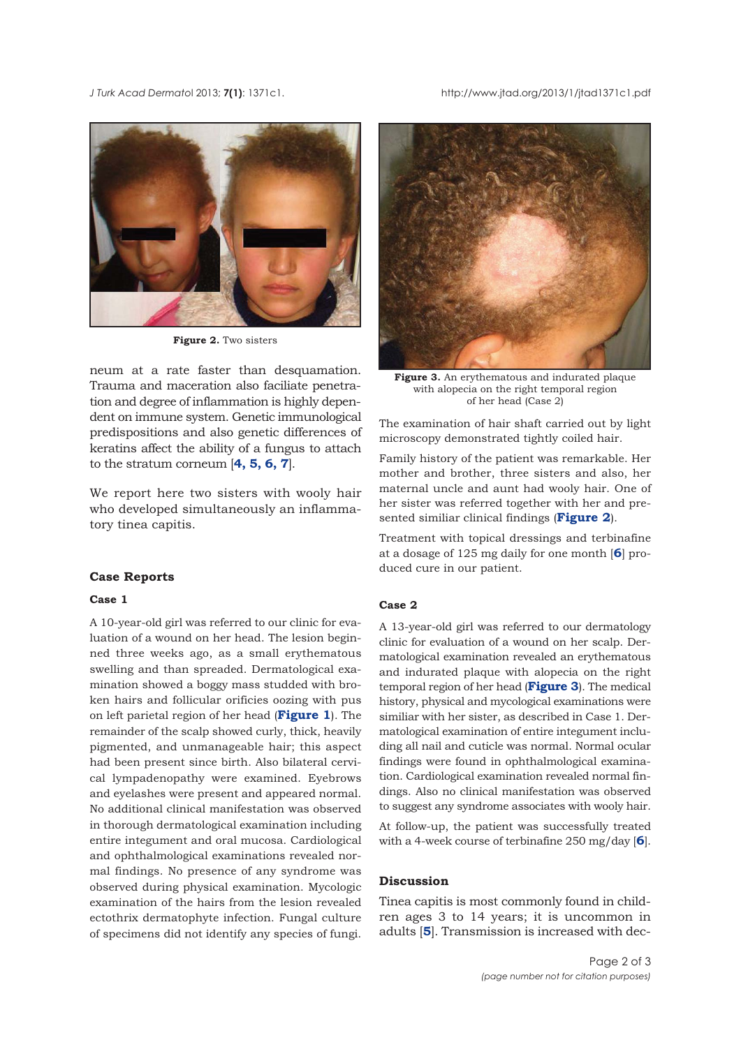Figure 2. Two sisters

neum at a rate faster than desquamation. Trauma and maceration also faciliate penetration and degree of inflammation is highly dependent on immune system. Genetic immunological predispositions and also genetic differences of keratins affect the ability of a fungus to attach to the stratum corneum [4, 5, 6, 7].

We report here two sisters with wooly hair who developed simultaneously an inflammatory tinea capitis.

## Case Reports

### Case 1

A 10-year-old girl was referred to our clinic for evaluation of a wound on her head. The lesion beginned three weeks ago, as a small erythematous swelling and than spreaded. Dermatological examination showed a boggy mass studded with broken hairs and follicular orificies oozing with pus on left parietal region of her head (**Figure 1**). The remainder of the scalp showed curly, thick, heavily pigmented, and unmanageable hair; this aspect had been present since birth. Also bilateral cervical lympadenopathy were examined. Eyebrows and eyelashes were present and appeared normal. No additional clinical manifestation was observed in thorough dermatological examination including entire integument and oral mucosa. Cardiological and ophthalmological examinations revealed normal findings. No presence of any syndrome was observed during physical examination. Mycologic examination of the hairs from the lesion revealed ectothrix dermatophyte infection. Fungal culture of specimens did not identify any species of fungi.

**Figure 3.** An erythematous and indurated plaque with alopecia on the right temporal region of her head (Case 2)

The examination of hair shaft carried out by light microscopy demonstrated tightly coiled hair.

Family history of the patient was remarkable. Her mother and brother, three sisters and also, her maternal uncle and aunt had wooly hair. One of her sister was referred together with her and presented similiar clinical findings (**Figure 2**).

Treatment with topical dressings and terbinafine at a dosage of 125 mg daily for one month [6] produced cure in our patient.

### Case 2

A 13-year-old girl was referred to our dermatology clinic for evaluation of a wound on her scalp. Dermatological examination revealed an erythematous and indurated plaque with alopecia on the right temporal region of her head (**Figure 3**). The medical history, physical and mycological examinations were similiar with her sister, as described in Case 1. Dermatological examination of entire integument including all nail and cuticle was normal. Normal ocular findings were found in ophthalmological examination. Cardiological examination revealed normal findings. Also no clinical manifestation was observed to suggest any syndrome associates with wooly hair.

At follow-up, the patient was successfully treated with a 4-week course of terbinafine 250 mg/day [6].

## Discussion

Tinea capitis is most commonly found in children ages 3 to 14 years; it is uncommon in adults [5]. Transmission is increased with dec-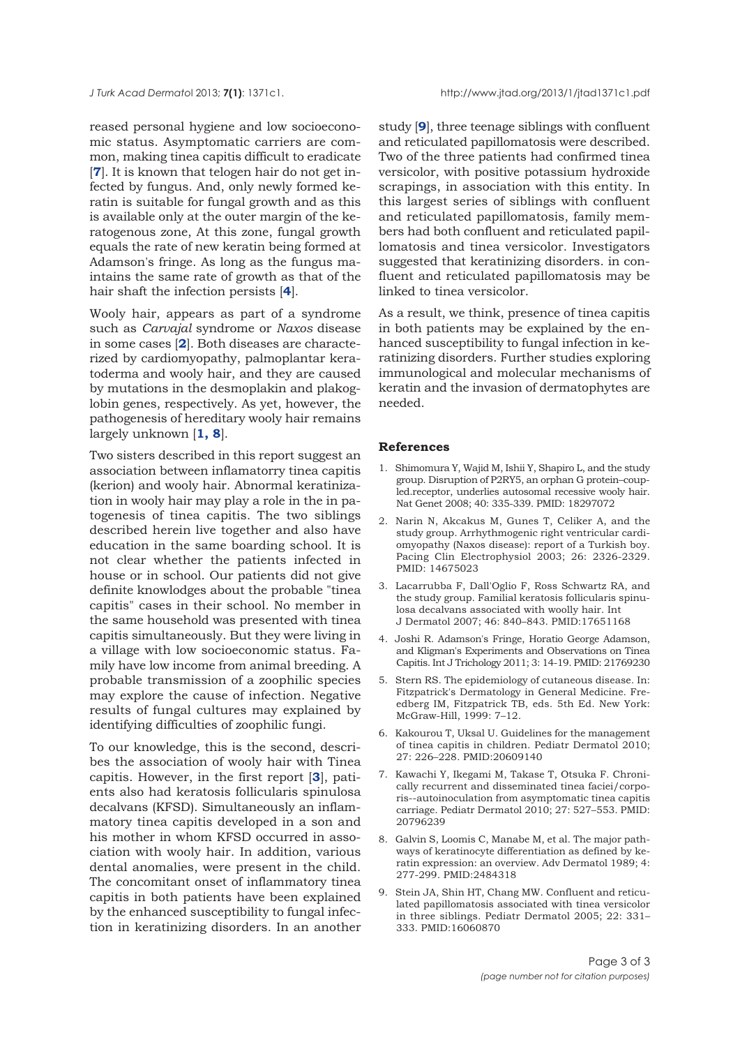reased personal hygiene and low socioeconomic status. Asymptomatic carriers are common, making tinea capitis difficult to eradicate [**7**]. It is known that telogen hair do not get infected by fungus. And, only newly formed keratin is suitable for fungal growth and as this is available only at the outer margin of the keratogenous zone, At this zone, fungal growth equals the rate of new keratin being formed at Adamson's fringe. As long as the fungus maintains the same rate of growth as that of the hair shaft the infection persists [**4**].

Wooly hair, appears as part of a syndrome such as *Carvajal* syndrome or *Naxos* disease in some cases [**2**]. Both diseases are characterized by cardiomyopathy, palmoplantar keratoderma and wooly hair, and they are caused by mutations in the desmoplakin and plakoglobin genes, respectively. As yet, however, the pathogenesis of hereditary wooly hair remains largely unknown [**1, 8**].

Two sisters described in this report suggest an association between inflamatorry tinea capitis (kerion) and wooly hair. Abnormal keratinization in wooly hair may play a role in the in patogenesis of tinea capitis. The two siblings described herein live together and also have education in the same boarding school. It is not clear whether the patients infected in house or in school. Our patients did not give definite knowledges about the probable "tinea capitis" cases in their school. No member in the same household was presented with tinea capitis simultaneously. But they were living in a village with low socioeconomic status. Family have low income from animal breeding. A probable transmission of a zoophilic species may explore the cause of infection. Negative results of fungal cultures may explained by identifying difficulties of zoophilic fungi.

To our knowledge, this is the second, describes the association of wooly hair with Tinea capitis. However, in the first report [**3**], patients also had keratosis follicularis spinulosa decalvans (KFSD). Simultaneously an inflammatory tinea capitis developed in a son and his mother in whom KFSD occurred in association with wooly hair. In addition, various dental anomalies, were present in the child. The concomitant onset of inflammatory tinea capitis in both patients have been explained by the enhanced susceptibility to fungal infection in keratinizing disorders. In an another study [**9**], three teenage siblings with confluent and reticulated papillomatosis were described. Two of the three patients had confirmed tinea versicolor, with positive potassium hydroxide scrapings, in association with this entity. In this largest series of siblings with confluent and reticulated papillomatosis, family members had both confluent and reticulated papillomatosis and tinea versicolor. Investigators suggested that keratinizing disorders. in confluent and reticulated papillomatosis may be linked to tinea versicolor.

As a result, we think, presence of tinea capitis in both patients may be explained by the enhanced susceptibility to fungal infection in keratinizing disorders. Further studies exploring immunological and molecular mechanisms of keratin and the invasion of dermatophytes are needed.

## References

1. Shimomura Y, Wajid M, Ishii Y, Shapiro L, and the study group. Disruption of P2RY5, an orphan G protein–coupled.receptor, underlies autosomal recessive wooly hair. Nat Genet 2008; 40: 335-339. PMID: 18297072
2. Narin N, Akcakus M, Gunes T, Celiker A, and the study group. Arrhythmogenic right ventricular cardiomyopathy (Naxos disease): report of a Turkish boy. Pacing Clin Electrophysiol 2003; 26: 2326-2329. PMID: 14675023
3. Lacarrubba F, Dall'Oglio F, Ross Schwartz RA, and the study group. Familial keratosis follicularis spinulosa decalvans associated with woolly hair. Int J Dermatol 2007; 46: 840–843. PMID:17651168
4. Joshi R. Adamson's Fringe, Horatio George Adamson, and Kligman's Experiments and Observations on Tinea Capitis. Int J Trichology 2011; 3: 14-19. PMID: 21769230
5. Stern RS. The epidemiology of cutaneous disease. In: Fitzpatrick's Dermatology in General Medicine. Freedberg IM, Fitzpatrick TB, eds. 5th Ed. New York: McGraw-Hill, 1999: 7–12.
6. Kakourou T, Uksal U. Guidelines for the management of tinea capitis in children. Pediatr Dermatol 2010; 27: 226–228. PMID:20609140
7. Kawachi Y, Ikegami M, Takase T, Otsuka F. Chronically recurrent and disseminated tinea faciei/corporis--autoinoculation from asymptomatic tinea capitis carriage. Pediatr Dermatol 2010; 27: 527–553. PMID: 20796239
8. Galvin S, Loomis C, Manabe M, et al. The major pathways of keratinocyte differentiation as defined by keratin expression: an overview. Adv Dermatol 1989; 4: 277-299. PMID:2484318
9. Stein JA, Shin HT, Chang MW. Confluent and reticulated papillomatosis associated with tinea versicolor in three siblings. Pediatr Dermatol 2005; 22: 331–333. PMID:16060870